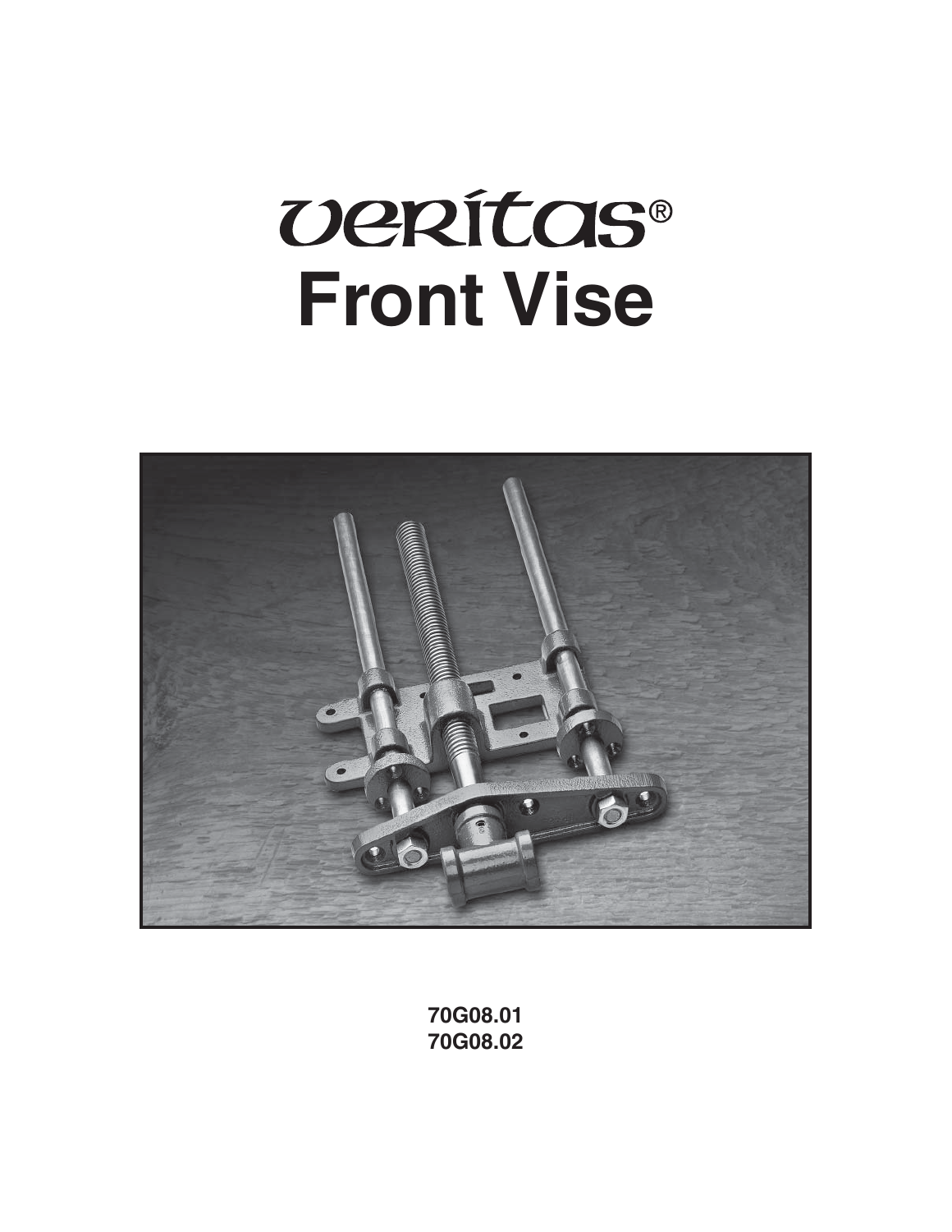# Veritas®
# Front Vise

**70G08.01**
**70G08.02**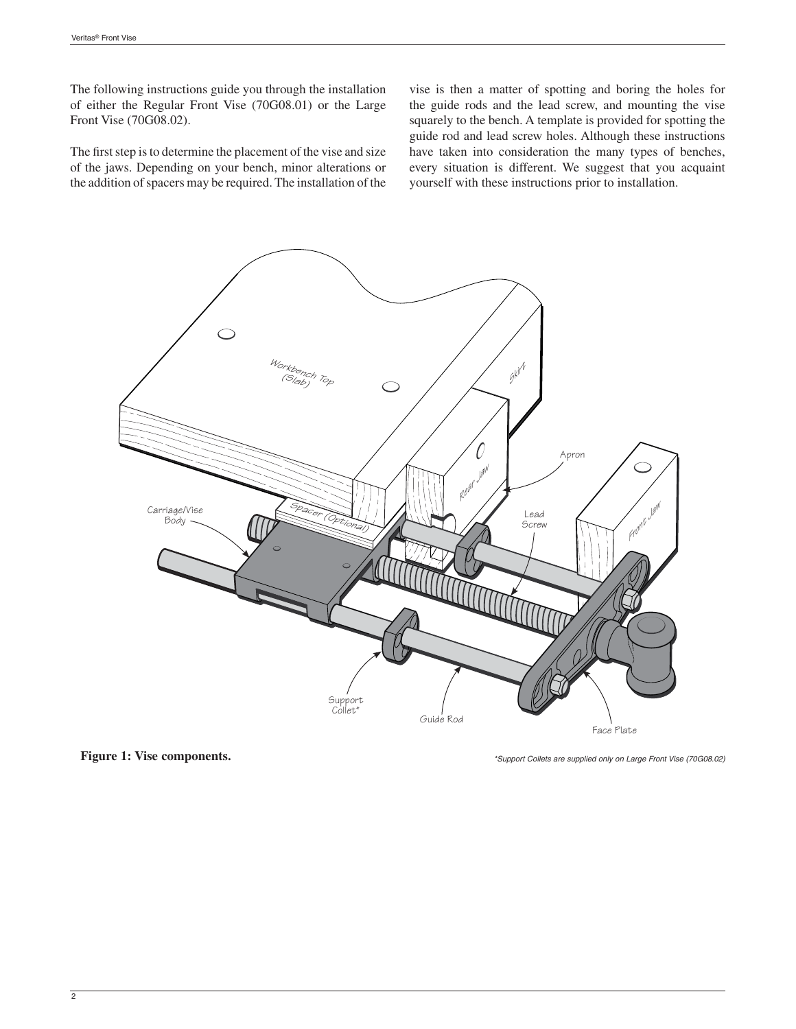The following instructions guide you through the installation of either the Regular Front Vise (70G08.01) or the Large Front Vise (70G08.02).

The first step is to determine the placement of the vise and size of the jaws. Depending on your bench, minor alterations or the addition of spacers may be required. The installation of the vise is then a matter of spotting and boring the holes for the guide rods and the lead screw, and mounting the vise squarely to the bench. A template is provided for spotting the guide rod and lead screw holes. Although these instructions have taken into consideration the many types of benches, every situation is different. We suggest that you acquaint yourself with these instructions prior to installation.

**Figure 1: Vise components.**

*\*Support Collets are supplied only on Large Front Vise (70G08.02)*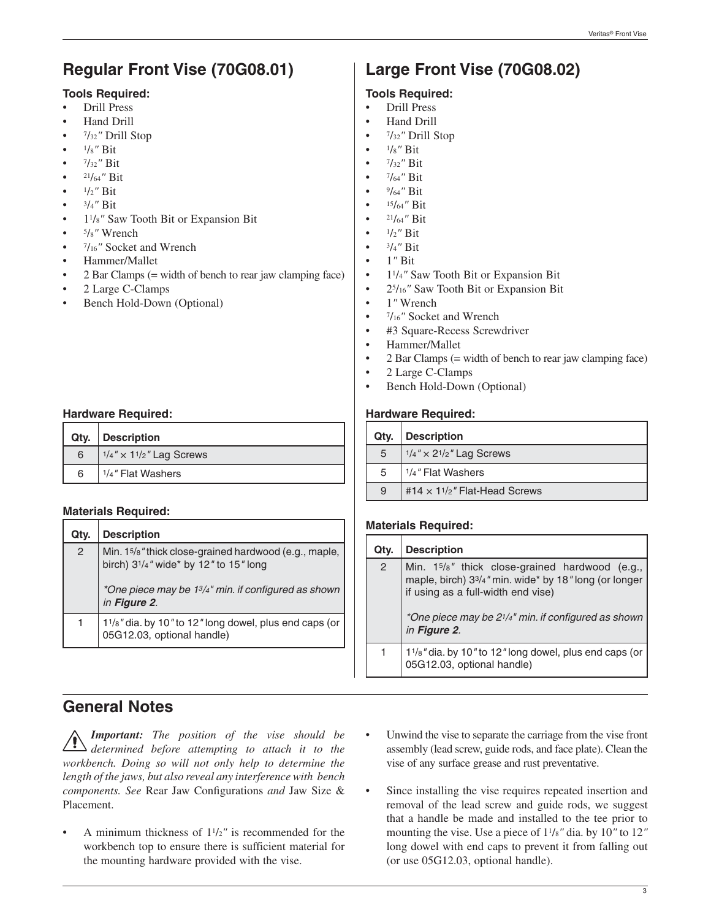## Regular Front Vise (70G08.01)

### Tools Required:

- Drill Press
- Hand Drill
- 7/32″ Drill Stop
- 1/8″ Bit
- 7/32″ Bit
- 21/64″ Bit
- 1/2″ Bit
- 3/4″ Bit
- 1 1/8″ Saw Tooth Bit or Expansion Bit
- 5/8″ Wrench
- 7/16″ Socket and Wrench
- Hammer/Mallet
- 2 Bar Clamps (= width of bench to rear jaw clamping face)
- 2 Large C-Clamps
- Bench Hold-Down (Optional)

### Hardware Required:

| Qty. | Description |
|---|---|
| 6 | 1/4″ × 1 1/2″ Lag Screws |
| 6 | 1/4″ Flat Washers |

### Materials Required:

| Qty. | Description |
|---|---|
| 2 | Min. 1 5/8″ thick close-grained hardwood (e.g., maple, birch) 3 1/4″ wide* by 12″ to 15″ long<br><br>*\*One piece may be 1 3/4″ min. if configured as shown in **Figure 2**.* |
| 1 | 1 1/8″ dia. by 10″ to 12″ long dowel, plus end caps (or 05G12.03, optional handle) |

## Large Front Vise (70G08.02)

### Tools Required:

- Drill Press
- Hand Drill
- 7/32″ Drill Stop
- 1/8″ Bit
- 7/32″ Bit
- 7/64″ Bit
- 9/64″ Bit
- 15/64″ Bit
- 21/64″ Bit
- 1/2″ Bit
- 3/4″ Bit
- 1″ Bit
- 1 1/4″ Saw Tooth Bit or Expansion Bit
- 2 5/16″ Saw Tooth Bit or Expansion Bit
- 1″ Wrench
- 7/16″ Socket and Wrench
- #3 Square-Recess Screwdriver
- Hammer/Mallet
- 2 Bar Clamps (= width of bench to rear jaw clamping face)
- 2 Large C-Clamps
- Bench Hold-Down (Optional)

### Hardware Required:

| Qty. | Description |
|---|---|
| 5 | 1/4″ × 2 1/2″ Lag Screws |
| 5 | 1/4″ Flat Washers |
| 9 | #14 × 1 1/2″ Flat-Head Screws |

### Materials Required:

| Qty. | Description |
|---|---|
| 2 | Min. 1 5/8″ thick close-grained hardwood (e.g., maple, birch) 3 3/4″ min. wide* by 18″ long (or longer if using as a full-width end vise)<br><br>*\*One piece may be 2 1/4″ min. if configured as shown in **Figure 2**.* |
| 1 | 1 1/8″ dia. by 10″ to 12″ long dowel, plus end caps (or 05G12.03, optional handle) |

## General Notes

***Important:*** *The position of the vise should be determined before attempting to attach it to the workbench. Doing so will not only help to determine the length of the jaws, but also reveal any interference with bench components. See* Rear Jaw Configurations *and* Jaw Size & Placement.

- A minimum thickness of 1 1/2″ is recommended for the workbench top to ensure there is sufficient material for the mounting hardware provided with the vise.
- Unwind the vise to separate the carriage from the vise front assembly (lead screw, guide rods, and face plate). Clean the vise of any surface grease and rust preventative.
- Since installing the vise requires repeated insertion and removal of the lead screw and guide rods, we suggest that a handle be made and installed to the tee prior to mounting the vise. Use a piece of 1 1/8″ dia. by 10″ to 12″ long dowel with end caps to prevent it from falling out (or use 05G12.03, optional handle).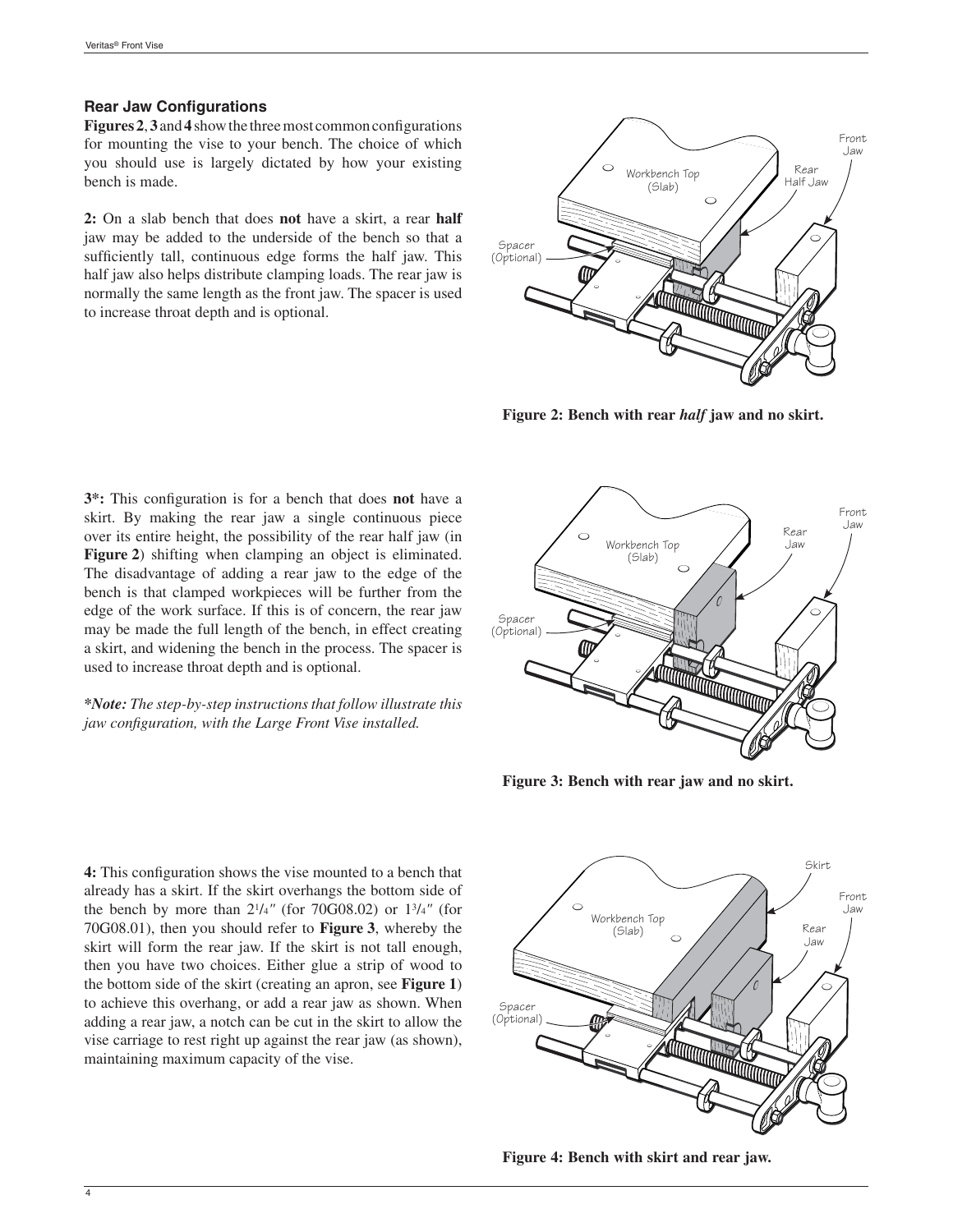### Rear Jaw Configurations

**Figures 2**, **3** and **4** show the three most common configurations for mounting the vise to your bench. The choice of which you should use is largely dictated by how your existing bench is made.

**2:** On a slab bench that does **not** have a skirt, a rear **half** jaw may be added to the underside of the bench so that a sufficiently tall, continuous edge forms the half jaw. This half jaw also helps distribute clamping loads. The rear jaw is normally the same length as the front jaw. The spacer is used to increase throat depth and is optional.

**Figure 2: Bench with rear *half* jaw and no skirt.**

**3*:** This configuration is for a bench that does **not** have a skirt. By making the rear jaw a single continuous piece over its entire height, the possibility of the rear half jaw (in **Figure 2**) shifting when clamping an object is eliminated. The disadvantage of adding a rear jaw to the edge of the bench is that clamped workpieces will be further from the edge of the work surface. If this is of concern, the rear jaw may be made the full length of the bench, in effect creating a skirt, and widening the bench in the process. The spacer is used to increase throat depth and is optional.

****Note:** The step-by-step instructions that follow illustrate this jaw configuration, with the Large Front Vise installed.*

**Figure 3: Bench with rear jaw and no skirt.**

**4:** This configuration shows the vise mounted to a bench that already has a skirt. If the skirt overhangs the bottom side of the bench by more than 2¹/₄″ (for 70G08.02) or 1³/₄″ (for 70G08.01), then you should refer to **Figure 3**, whereby the skirt will form the rear jaw. If the skirt is not tall enough, then you have two choices. Either glue a strip of wood to the bottom side of the skirt (creating an apron, see **Figure 1**) to achieve this overhang, or add a rear jaw as shown. When adding a rear jaw, a notch can be cut in the skirt to allow the vise carriage to rest right up against the rear jaw (as shown), maintaining maximum capacity of the vise.

**Figure 4: Bench with skirt and rear jaw.**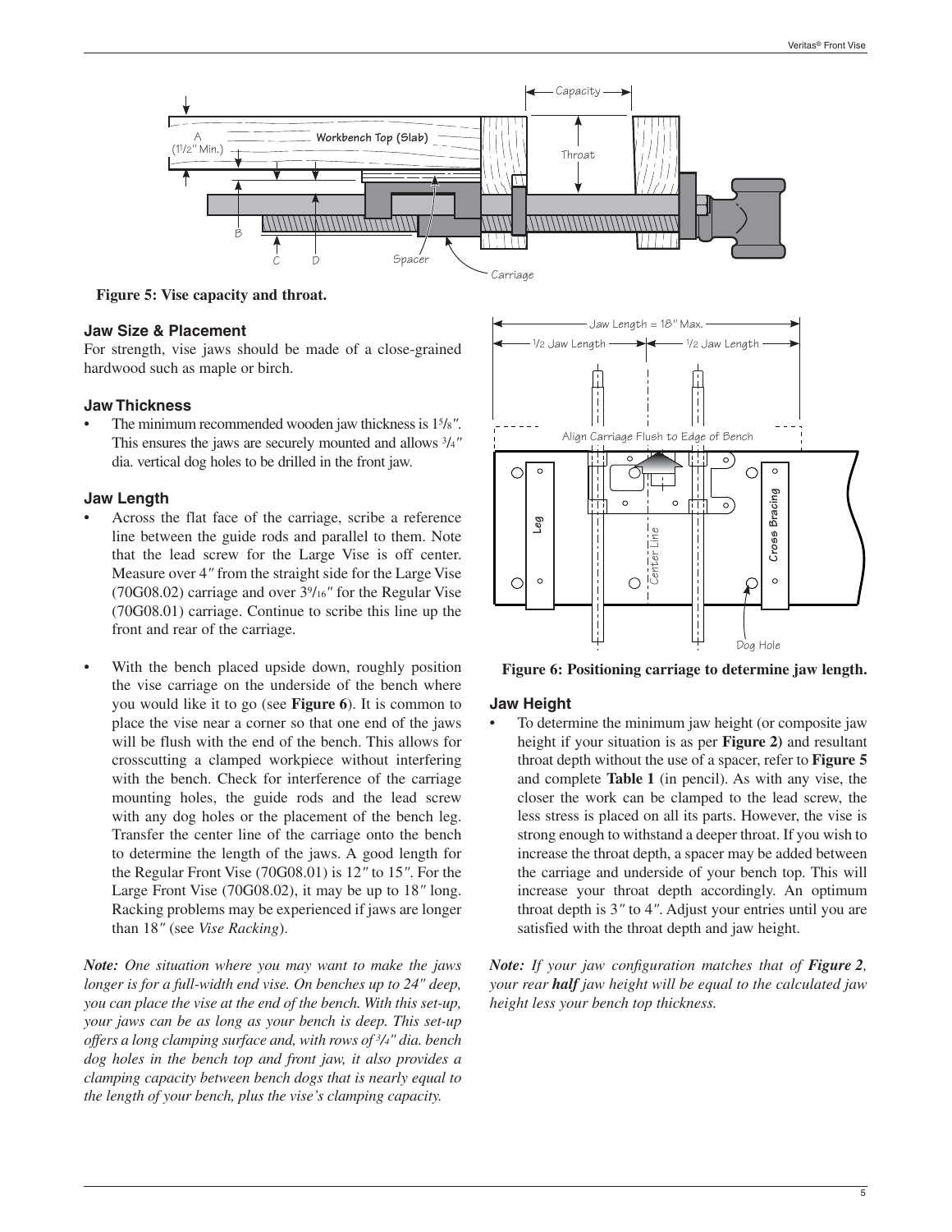Figure 5: Vise capacity and throat.

### Jaw Size & Placement

For strength, vise jaws should be made of a close-grained hardwood such as maple or birch.

### Jaw Thickness

- The minimum recommended wooden jaw thickness is 1⁵/₈″. This ensures the jaws are securely mounted and allows ³/₄″ dia. vertical dog holes to be drilled in the front jaw.

### Jaw Length

- Across the flat face of the carriage, scribe a reference line between the guide rods and parallel to them. Note that the lead screw for the Large Vise is off center. Measure over 4″ from the straight side for the Large Vise (70G08.02) carriage and over 3⁹/₁₆″ for the Regular Vise (70G08.01) carriage. Continue to scribe this line up the front and rear of the carriage.

- With the bench placed upside down, roughly position the vise carriage on the underside of the bench where you would like it to go (see **Figure 6**). It is common to place the vise near a corner so that one end of the jaws will be flush with the end of the bench. This allows for crosscutting a clamped workpiece without interfering with the bench. Check for interference of the carriage mounting holes, the guide rods and the lead screw with any dog holes or the placement of the bench leg. Transfer the center line of the carriage onto the bench to determine the length of the jaws. A good length for the Regular Front Vise (70G08.01) is 12″ to 15″. For the Large Front Vise (70G08.02), it may be up to 18″ long. Racking problems may be experienced if jaws are longer than 18″ (see *Vise Racking*).

***Note:*** *One situation where you may want to make the jaws longer is for a full-width end vise. On benches up to 24″ deep, you can place the vise at the end of the bench. With this set-up, your jaws can be as long as your bench is deep. This set-up offers a long clamping surface and, with rows of ³/₄″ dia. bench dog holes in the bench top and front jaw, it also provides a clamping capacity between bench dogs that is nearly equal to the length of your bench, plus the vise's clamping capacity.*

Figure 6: Positioning carriage to determine jaw length.

### Jaw Height

- To determine the minimum jaw height (or composite jaw height if your situation is as per **Figure 2**) and resultant throat depth without the use of a spacer, refer to **Figure 5** and complete **Table 1** (in pencil). As with any vise, the closer the work can be clamped to the lead screw, the less stress is placed on all its parts. However, the vise is strong enough to withstand a deeper throat. If you wish to increase the throat depth, a spacer may be added between the carriage and underside of your bench top. This will increase your throat depth accordingly. An optimum throat depth is 3″ to 4″. Adjust your entries until you are satisfied with the throat depth and jaw height.

***Note:*** *If your jaw configuration matches that of* ***Figure 2****, your rear* ***half*** *jaw height will be equal to the calculated jaw height less your bench top thickness.*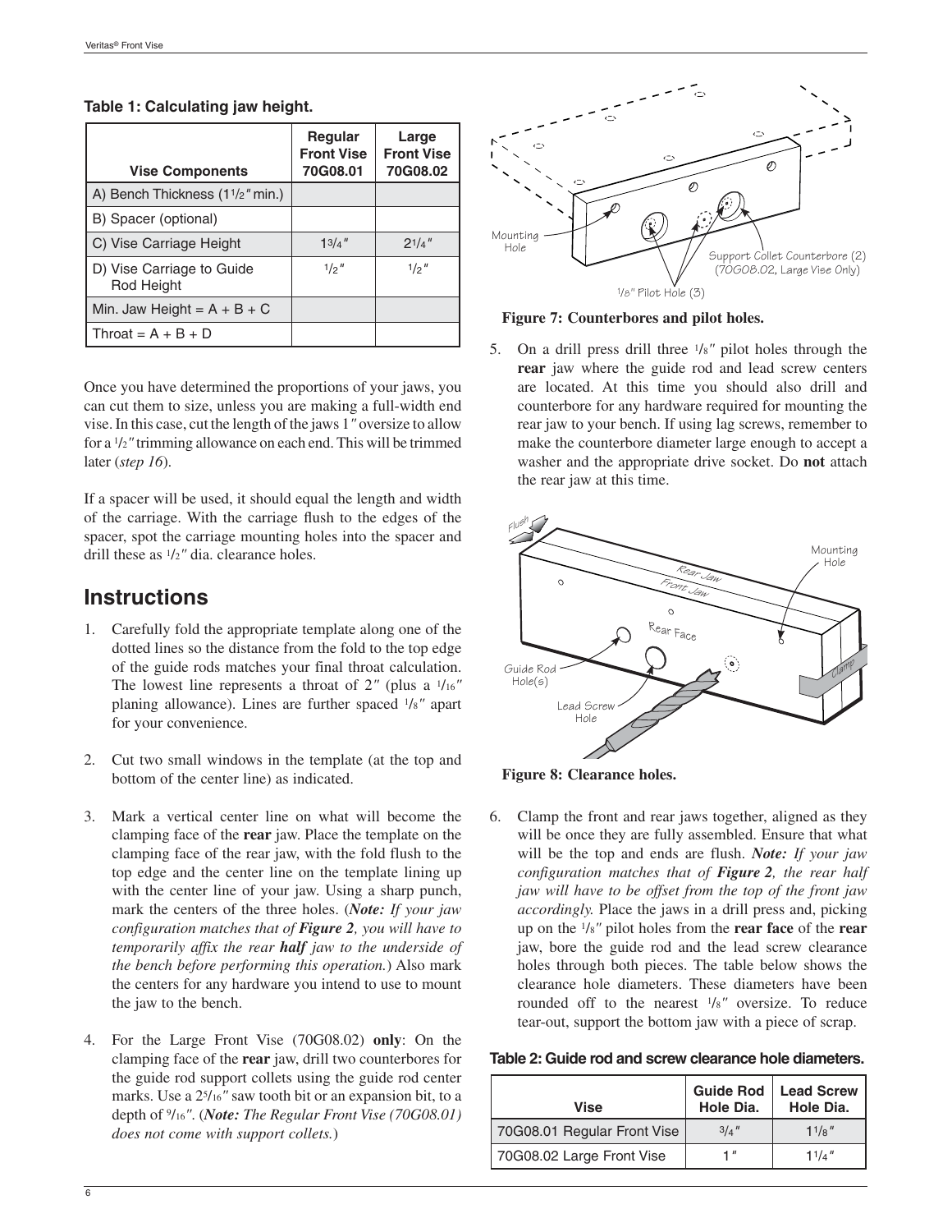**Table 1: Calculating jaw height.**

| Vise Components | Regular Front Vise 70G08.01 | Large Front Vise 70G08.02 |
|---|---|---|
| A) Bench Thickness (1 1/2″ min.) | | |
| B) Spacer (optional) | | |
| C) Vise Carriage Height | 1 3/4″ | 2 1/4″ |
| D) Vise Carriage to Guide Rod Height | 1/2″ | 1/2″ |
| Min. Jaw Height = A + B + C | | |
| Throat = A + B + D | | |

Once you have determined the proportions of your jaws, you can cut them to size, unless you are making a full-width end vise. In this case, cut the length of the jaws 1″ oversize to allow for a 1/2″ trimming allowance on each end. This will be trimmed later (*step 16*).

If a spacer will be used, it should equal the length and width of the carriage. With the carriage flush to the edges of the spacer, spot the carriage mounting holes into the spacer and drill these as 1/2″ dia. clearance holes.

## Instructions

1. Carefully fold the appropriate template along one of the dotted lines so the distance from the fold to the top edge of the guide rods matches your final throat calculation. The lowest line represents a throat of 2″ (plus a 1/16″ planing allowance). Lines are further spaced 1/8″ apart for your convenience.

2. Cut two small windows in the template (at the top and bottom of the center line) as indicated.

3. Mark a vertical center line on what will become the clamping face of the **rear** jaw. Place the template on the clamping face of the rear jaw, with the fold flush to the top edge and the center line on the template lining up with the center line of your jaw. Using a sharp punch, mark the centers of the three holes. (***Note:*** *If your jaw configuration matches that of* ***Figure 2****, you will have to temporarily affix the rear* ***half*** *jaw to the underside of the bench before performing this operation.*) Also mark the centers for any hardware you intend to use to mount the jaw to the bench.

4. For the Large Front Vise (70G08.02) **only**: On the clamping face of the **rear** jaw, drill two counterbores for the guide rod support collets using the guide rod center marks. Use a 2 5/16″ saw tooth bit or an expansion bit, to a depth of 9/16″. (***Note:*** *The Regular Front Vise (70G08.01) does not come with support collets.*)

Mounting Hole

Support Collet Counterbore (2) (70G08.02, Large Vise Only)

1/8″ Pilot Hole (3)

**Figure 7: Counterbores and pilot holes.**

5. On a drill press drill three 1/8″ pilot holes through the **rear** jaw where the guide rod and lead screw centers are located. At this time you should also drill and counterbore for any hardware required for mounting the rear jaw to your bench. If using lag screws, remember to make the counterbore diameter large enough to accept a washer and the appropriate drive socket. Do **not** attach the rear jaw at this time.

Flush

Mounting Hole

Rear Jaw

Front Jaw

Rear Face

Guide Rod Hole(s)

Clamp

Lead Screw Hole

**Figure 8: Clearance holes.**

6. Clamp the front and rear jaws together, aligned as they will be once they are fully assembled. Ensure that what will be the top and ends are flush. ***Note:*** *If your jaw configuration matches that of* ***Figure 2****, the rear half jaw will have to be offset from the top of the front jaw accordingly.* Place the jaws in a drill press and, picking up on the 1/8″ pilot holes from the **rear face** of the **rear** jaw, bore the guide rod and the lead screw clearance holes through both pieces. The table below shows the clearance hole diameters. These diameters have been rounded off to the nearest 1/8″ oversize. To reduce tear-out, support the bottom jaw with a piece of scrap.

**Table 2: Guide rod and screw clearance hole diameters.**

| Vise | Guide Rod Hole Dia. | Lead Screw Hole Dia. |
|---|---|---|
| 70G08.01 Regular Front Vise | 3/4″ | 1 1/8″ |
| 70G08.02 Large Front Vise | 1″ | 1 1/4″ |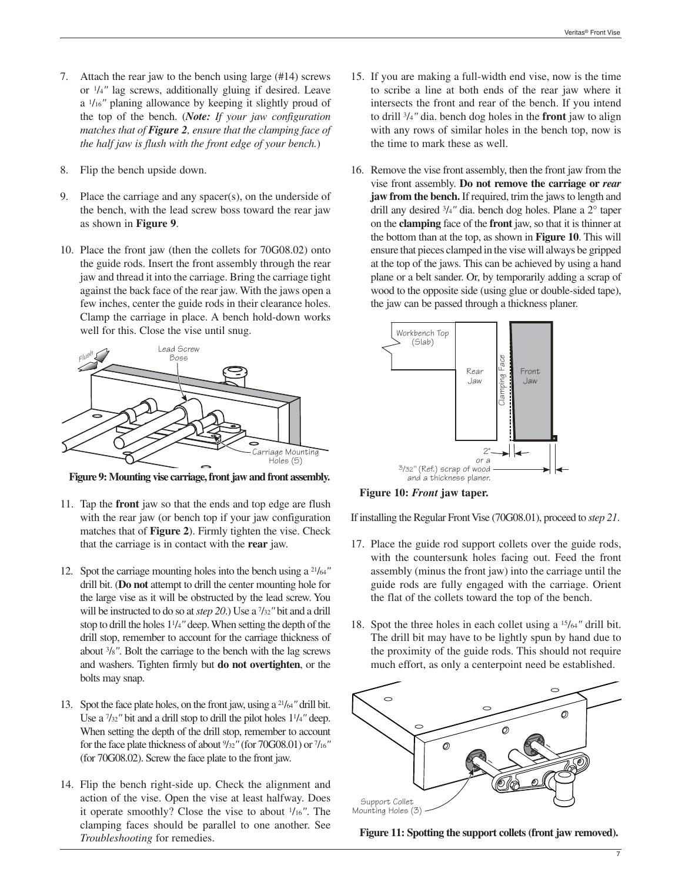7. Attach the rear jaw to the bench using large (#14) screws or 1/4″ lag screws, additionally gluing if desired. Leave a 1/16″ planing allowance by keeping it slightly proud of the top of the bench. (***Note:*** *If your jaw configuration matches that of* ***Figure 2****, ensure that the clamping face of the half jaw is flush with the front edge of your bench.*)

8. Flip the bench upside down.

9. Place the carriage and any spacer(s), on the underside of the bench, with the lead screw boss toward the rear jaw as shown in **Figure 9**.

10. Place the front jaw (then the collets for 70G08.02) onto the guide rods. Insert the front assembly through the rear jaw and thread it into the carriage. Bring the carriage tight against the back face of the rear jaw. With the jaws open a few inches, center the guide rods in their clearance holes. Clamp the carriage in place. A bench hold-down works well for this. Close the vise until snug.

**Figure 9: Mounting vise carriage, front jaw and front assembly.**

11. Tap the **front** jaw so that the ends and top edge are flush with the rear jaw (or bench top if your jaw configuration matches that of **Figure 2**). Firmly tighten the vise. Check that the carriage is in contact with the **rear** jaw.

12. Spot the carriage mounting holes into the bench using a 21/64″ drill bit. (**Do not** attempt to drill the center mounting hole for the large vise as it will be obstructed by the lead screw. You will be instructed to do so at *step 20*.) Use a 7/32″ bit and a drill stop to drill the holes 1 1/4″ deep. When setting the depth of the drill stop, remember to account for the carriage thickness of about 3/8″. Bolt the carriage to the bench with the lag screws and washers. Tighten firmly but **do not overtighten**, or the bolts may snap.

13. Spot the face plate holes, on the front jaw, using a 21/64″ drill bit. Use a 7/32″ bit and a drill stop to drill the pilot holes 1 1/4″ deep. When setting the depth of the drill stop, remember to account for the face plate thickness of about 9/32″ (for 70G08.01) or 7/16″ (for 70G08.02). Screw the face plate to the front jaw.

14. Flip the bench right-side up. Check the alignment and action of the vise. Open the vise at least halfway. Does it operate smoothly? Close the vise to about 1/16″. The clamping faces should be parallel to one another. See *Troubleshooting* for remedies.

15. If you are making a full-width end vise, now is the time to scribe a line at both ends of the rear jaw where it intersects the front and rear of the bench. If you intend to drill 3/4″ dia. bench dog holes in the **front** jaw to align with any rows of similar holes in the bench top, now is the time to mark these as well.

16. Remove the vise front assembly, then the front jaw from the vise front assembly. **Do not remove the carriage or *rear* jaw from the bench.** If required, trim the jaws to length and drill any desired 3/4″ dia. bench dog holes. Plane a 2° taper on the **clamping** face of the **front** jaw, so that it is thinner at the bottom than at the top, as shown in **Figure 10**. This will ensure that pieces clamped in the vise will always be gripped at the top of the jaws. This can be achieved by using a hand plane or a belt sander. Or, by temporarily adding a scrap of wood to the opposite side (using glue or double-sided tape), the jaw can be passed through a thickness planer.

**Figure 10: *Front* jaw taper.**

If installing the Regular Front Vise (70G08.01), proceed to *step 21*.

17. Place the guide rod support collets over the guide rods, with the countersunk holes facing out. Feed the front assembly (minus the front jaw) into the carriage until the guide rods are fully engaged with the carriage. Orient the flat of the collets toward the top of the bench.

18. Spot the three holes in each collet using a 15/64″ drill bit. The drill bit may have to be lightly spun by hand due to the proximity of the guide rods. This should not require much effort, as only a centerpoint need be established.

**Figure 11: Spotting the support collets (front jaw removed).**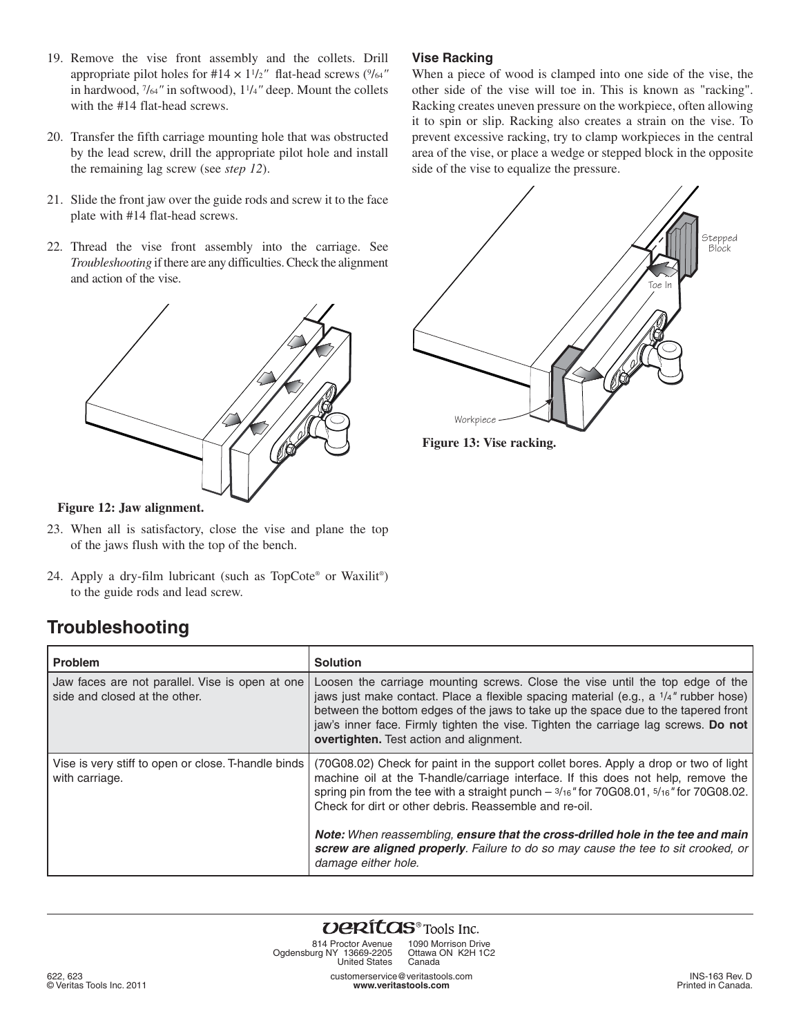19. Remove the vise front assembly and the collets. Drill appropriate pilot holes for #14 × 1 1/2″ flat-head screws (9/64″ in hardwood, 7/64″ in softwood), 1 1/4″ deep. Mount the collets with the #14 flat-head screws.

20. Transfer the fifth carriage mounting hole that was obstructed by the lead screw, drill the appropriate pilot hole and install the remaining lag screw (see *step 12*).

21. Slide the front jaw over the guide rods and screw it to the face plate with #14 flat-head screws.

22. Thread the vise front assembly into the carriage. See *Troubleshooting* if there are any difficulties. Check the alignment and action of the vise.

**Figure 12: Jaw alignment.**

23. When all is satisfactory, close the vise and plane the top of the jaws flush with the top of the bench.

24. Apply a dry-film lubricant (such as TopCote® or Waxilit®) to the guide rods and lead screw.

**Vise Racking**

When a piece of wood is clamped into one side of the vise, the other side of the vise will toe in. This is known as "racking". Racking creates uneven pressure on the workpiece, often allowing it to spin or slip. Racking also creates a strain on the vise. To prevent excessive racking, try to clamp workpieces in the central area of the vise, or place a wedge or stepped block in the opposite side of the vise to equalize the pressure.

Stepped Block

Toe In

Workpiece

**Figure 13: Vise racking.**

## Troubleshooting

| Problem | Solution |
|---|---|
| Jaw faces are not parallel. Vise is open at one side and closed at the other. | Loosen the carriage mounting screws. Close the vise until the top edge of the jaws just make contact. Place a flexible spacing material (e.g., a 1/4″ rubber hose) between the bottom edges of the jaws to take up the space due to the tapered front jaw's inner face. Firmly tighten the vise. Tighten the carriage lag screws. **Do not overtighten.** Test action and alignment. |
| Vise is very stiff to open or close. T-handle binds with carriage. | (70G08.02) Check for paint in the support collet bores. Apply a drop or two of light machine oil at the T-handle/carriage interface. If this does not help, remove the spring pin from the tee with a straight punch – 3/16″ for 70G08.01, 5/16″ for 70G08.02. Check for dirt or other debris. Reassemble and re-oil.<br><br>***Note:*** *When reassembling,* ***ensure that the cross-drilled hole in the tee and main screw are aligned properly****. Failure to do so may cause the tee to sit crooked, or damage either hole.* |

veritas® Tools Inc.

814 Proctor Avenue, Ogdensburg NY 13669-2205, United States
1090 Morrison Drive, Ottawa ON K2H 1C2, Canada

customerservice@veritastools.com
**www.veritastools.com**

622, 623
© Veritas Tools Inc. 2011

INS-163 Rev. D
Printed in Canada.